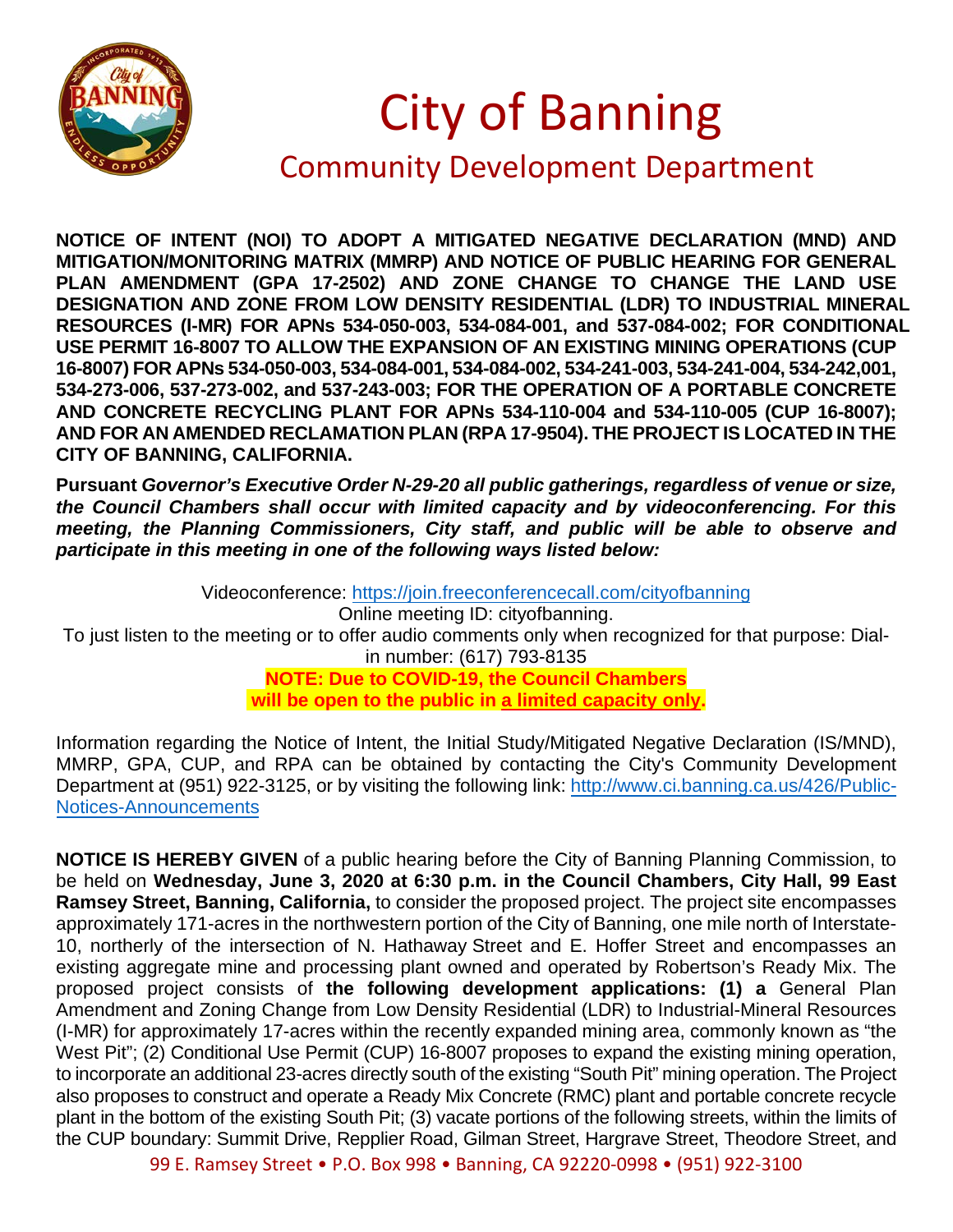# City of Banning

## Community Development Department

**NOTICE OF INTENT (NOI) TO ADOPT A MITIGATED NEGATIVE DECLARATION (MND) AND MITIGATION/MONITORING MATRIX (MMRP) AND NOTICE OF PUBLIC HEARING FOR GENERAL PLAN AMENDMENT (GPA 17-2502) AND ZONE CHANGE TO CHANGE THE LAND USE DESIGNATION AND ZONE FROM LOW DENSITY RESIDENTIAL (LDR) TO INDUSTRIAL MINERAL RESOURCES (I-MR) FOR APNs 534-050-003, 534-084-001, and 537-084-002; FOR CONDITIONAL USE PERMIT 16-8007 TO ALLOW THE EXPANSION OF AN EXISTING MINING OPERATIONS (CUP 16-8007) FOR APNs 534-050-003, 534-084-001, 534-084-002, 534-241-003, 534-241-004, 534-242,001, 534-273-006, 537-273-002, and 537-243-003; FOR THE OPERATION OF A PORTABLE CONCRETE AND CONCRETE RECYCLING PLANT FOR APNs 534-110-004 and 534-110-005 (CUP 16-8007); AND FOR AN AMENDED RECLAMATION PLAN (RPA 17-9504). THE PROJECT IS LOCATED IN THE CITY OF BANNING, CALIFORNIA.**

**Pursuant *Governor's Executive Order N-29-20 all public gatherings, regardless of venue or size, the Council Chambers shall occur with limited capacity and by videoconferencing. For this meeting, the Planning Commissioners, City staff, and public will be able to observe and participate in this meeting in one of the following ways listed below:***

Videoconference: https://join.freeconferencecall.com/cityofbanning

Online meeting ID: cityofbanning.

To just listen to the meeting or to offer audio comments only when recognized for that purpose: Dial-in number: (617) 793-8135

**NOTE: Due to COVID-19, the Council Chambers will be open to the public in a limited capacity only.**

Information regarding the Notice of Intent, the Initial Study/Mitigated Negative Declaration (IS/MND), MMRP, GPA, CUP, and RPA can be obtained by contacting the City's Community Development Department at (951) 922-3125, or by visiting the following link: http://www.ci.banning.ca.us/426/Public-Notices-Announcements

**NOTICE IS HEREBY GIVEN** of a public hearing before the City of Banning Planning Commission, to be held on **Wednesday, June 3, 2020 at 6:30 p.m. in the Council Chambers, City Hall, 99 East Ramsey Street, Banning, California,** to consider the proposed project. The project site encompasses approximately 171-acres in the northwestern portion of the City of Banning, one mile north of Interstate-10, northerly of the intersection of N. Hathaway Street and E. Hoffer Street and encompasses an existing aggregate mine and processing plant owned and operated by Robertson's Ready Mix. The proposed project consists of **the following development applications: (1) a** General Plan Amendment and Zoning Change from Low Density Residential (LDR) to Industrial-Mineral Resources (I-MR) for approximately 17-acres within the recently expanded mining area, commonly known as "the West Pit"; (2) Conditional Use Permit (CUP) 16-8007 proposes to expand the existing mining operation, to incorporate an additional 23-acres directly south of the existing "South Pit" mining operation. The Project also proposes to construct and operate a Ready Mix Concrete (RMC) plant and portable concrete recycle plant in the bottom of the existing South Pit; (3) vacate portions of the following streets, within the limits of the CUP boundary: Summit Drive, Repplier Road, Gilman Street, Hargrave Street, Theodore Street, and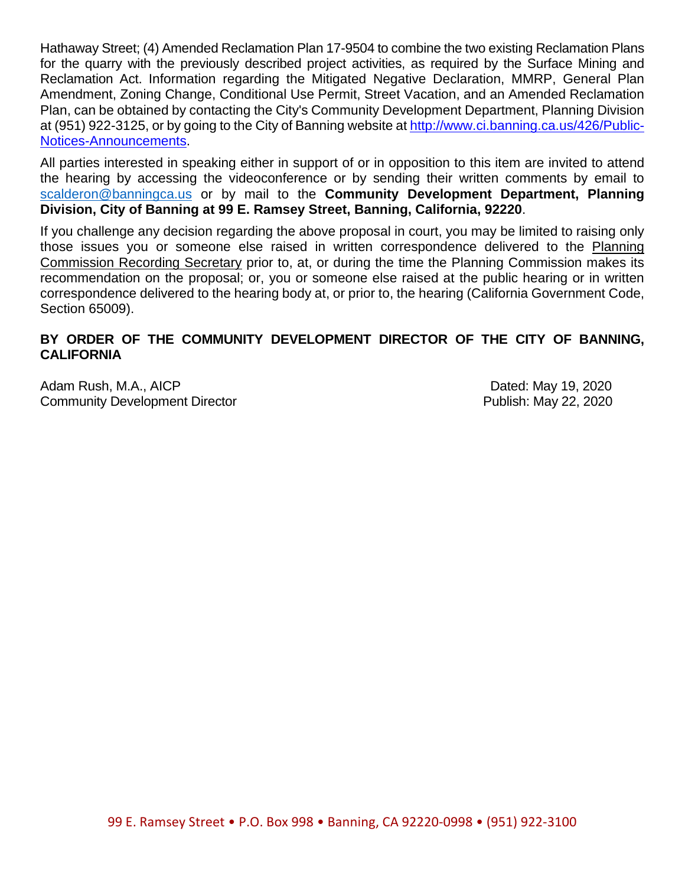Hathaway Street; (4) Amended Reclamation Plan 17-9504 to combine the two existing Reclamation Plans for the quarry with the previously described project activities, as required by the Surface Mining and Reclamation Act. Information regarding the Mitigated Negative Declaration, MMRP, General Plan Amendment, Zoning Change, Conditional Use Permit, Street Vacation, and an Amended Reclamation Plan, can be obtained by contacting the City's Community Development Department, Planning Division at (951) 922-3125, or by going to the City of Banning website at [http://www.ci.banning.ca.us/426/Public-Notices-Announcements](http://www.ci.banning.ca.us/426/Public-Notices-Announcements).

All parties interested in speaking either in support of or in opposition to this item are invited to attend the hearing by accessing the videoconference or by sending their written comments by email to [scalderon@banningca.us](mailto:scalderon@banningca.us) or by mail to the **Community Development Department, Planning Division, City of Banning at 99 E. Ramsey Street, Banning, California, 92220**.

If you challenge any decision regarding the above proposal in court, you may be limited to raising only those issues you or someone else raised in written correspondence delivered to the Planning Commission Recording Secretary prior to, at, or during the time the Planning Commission makes its recommendation on the proposal; or, you or someone else raised at the public hearing or in written correspondence delivered to the hearing body at, or prior to, the hearing (California Government Code, Section 65009).

**BY ORDER OF THE COMMUNITY DEVELOPMENT DIRECTOR OF THE CITY OF BANNING, CALIFORNIA**

Adam Rush, M.A., AICP
Community Development Director

Dated: May 19, 2020
Publish: May 22, 2020

99 E. Ramsey Street • P.O. Box 998 • Banning, CA 92220-0998 • (951) 922-3100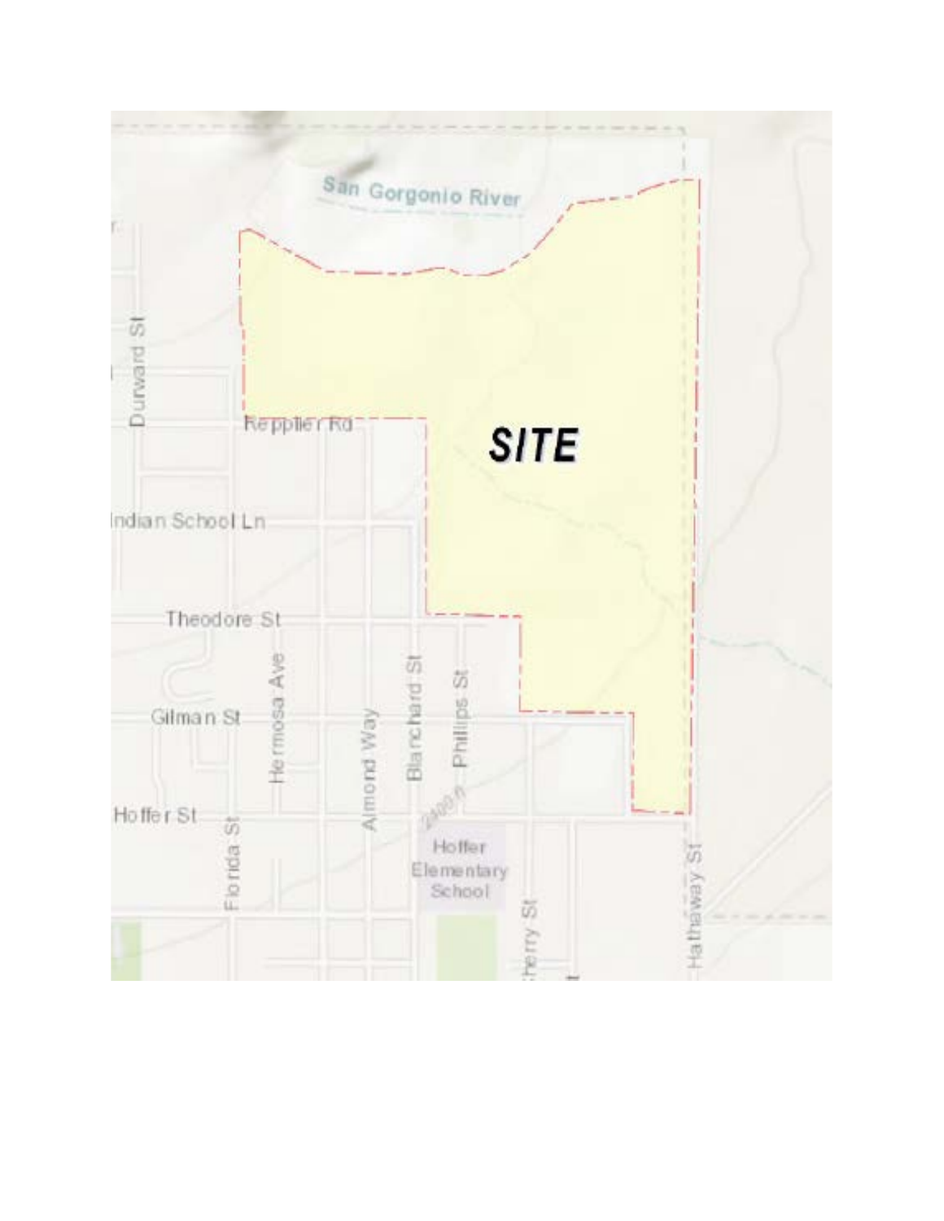San Gorgonio River

SITE

Durward St

Repplier Rd

Indian School Ln

Theodore St

Gilman St

Hoffer St

Hermosa Ave

Almond Way

Blanchard St

Phillips St

Florida St

2400 ft

Hoffer Elementary School

Cherry St

Hathaway St